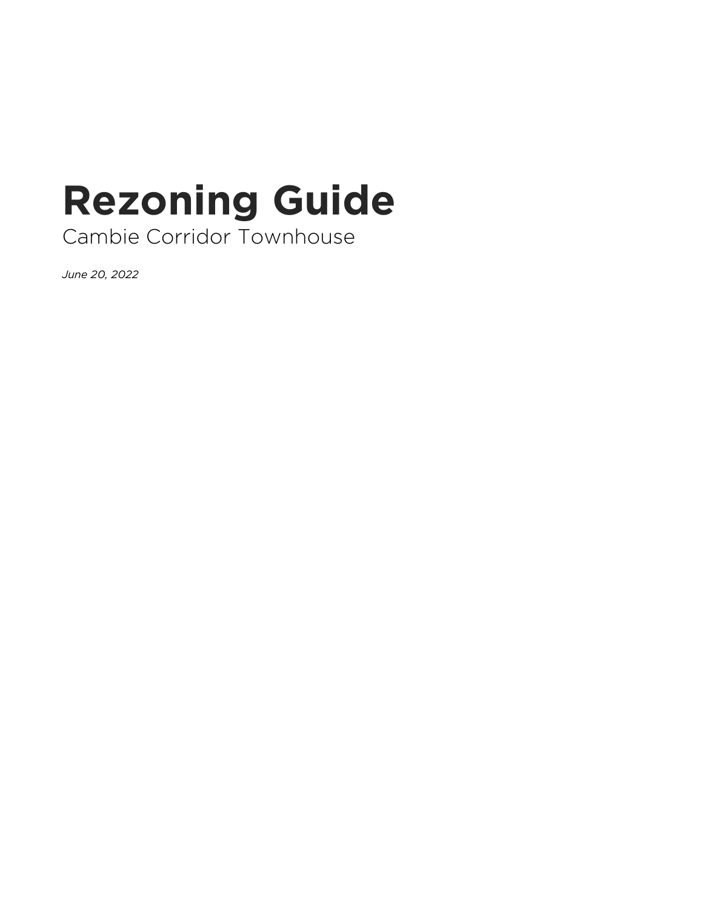# Rezoning Guide

Cambie Corridor Townhouse

*June 20, 2022*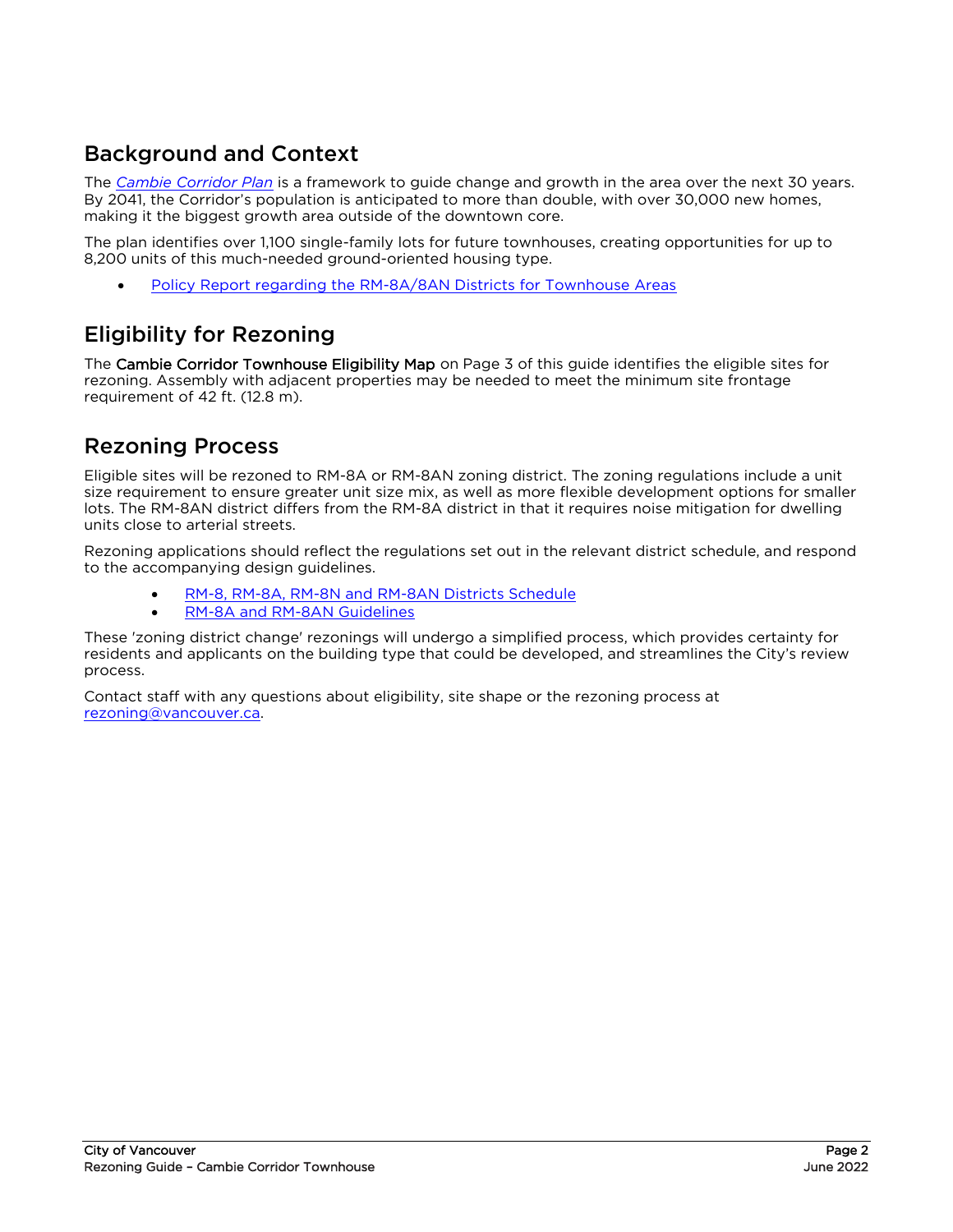## Background and Context

The *Cambie Corridor Plan* is a framework to guide change and growth in the area over the next 30 years. By 2041, the Corridor's population is anticipated to more than double, with over 30,000 new homes, making it the biggest growth area outside of the downtown core.

The plan identifies over 1,100 single-family lots for future townhouses, creating opportunities for up to 8,200 units of this much-needed ground-oriented housing type.

- Policy Report regarding the RM-8A/8AN Districts for Townhouse Areas

## Eligibility for Rezoning

The **Cambie Corridor Townhouse Eligibility Map** on Page 3 of this guide identifies the eligible sites for rezoning. Assembly with adjacent properties may be needed to meet the minimum site frontage requirement of 42 ft. (12.8 m).

## Rezoning Process

Eligible sites will be rezoned to RM-8A or RM-8AN zoning district. The zoning regulations include a unit size requirement to ensure greater unit size mix, as well as more flexible development options for smaller lots. The RM-8AN district differs from the RM-8A district in that it requires noise mitigation for dwelling units close to arterial streets.

Rezoning applications should reflect the regulations set out in the relevant district schedule, and respond to the accompanying design guidelines.

- RM-8, RM-8A, RM-8N and RM-8AN Districts Schedule
- RM-8A and RM-8AN Guidelines

These 'zoning district change' rezonings will undergo a simplified process, which provides certainty for residents and applicants on the building type that could be developed, and streamlines the City's review process.

Contact staff with any questions about eligibility, site shape or the rezoning process at rezoning@vancouver.ca.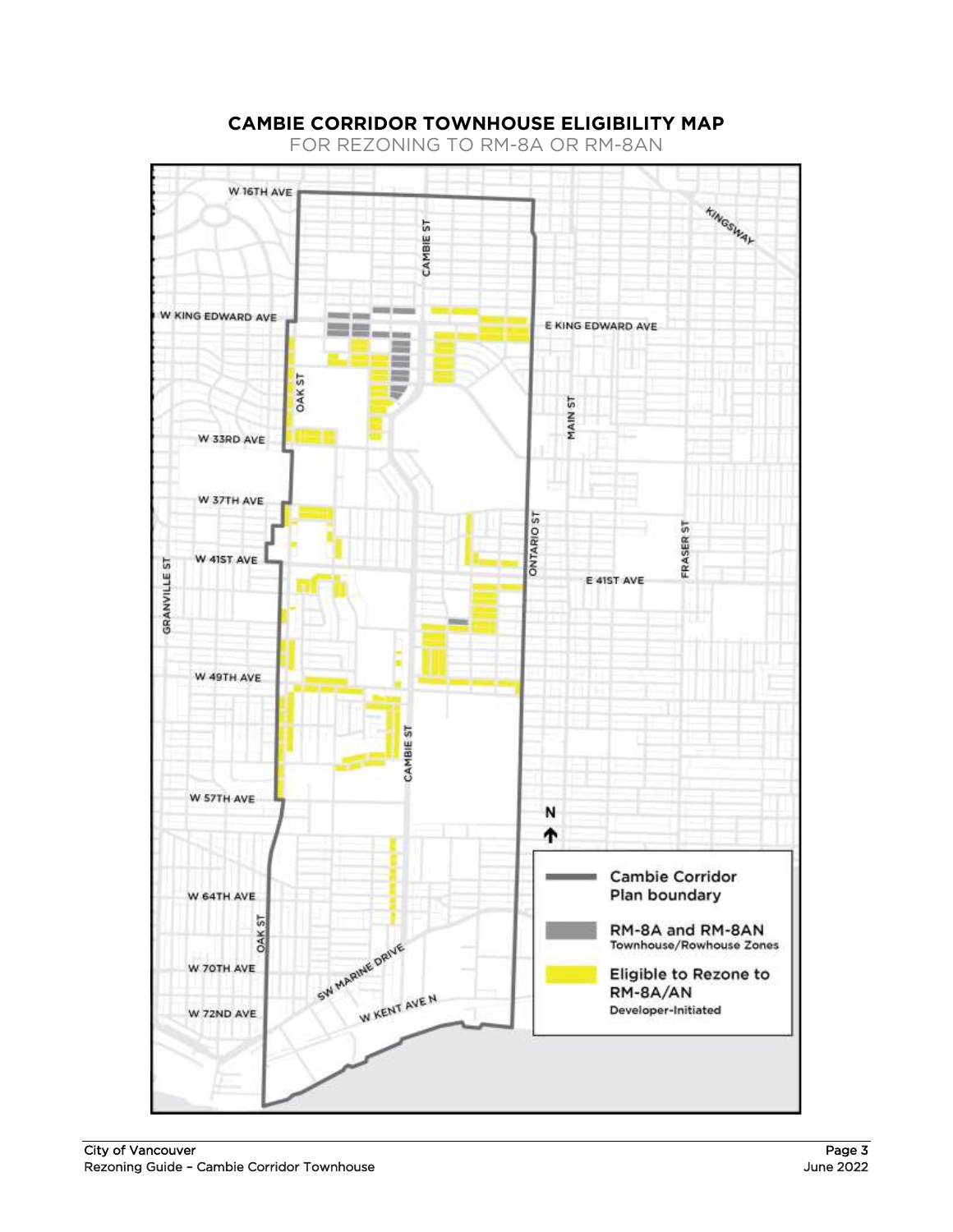## CAMBIE CORRIDOR TOWNHOUSE ELIGIBILITY MAP

FOR REZONING TO RM-8A OR RM-8AN

W 16TH AVE

KINGSWAY

CAMBIE ST

W KING EDWARD AVE

E KING EDWARD AVE

OAK ST

MAIN ST

W 33RD AVE

W 37TH AVE

ONTARIO ST

FRASER ST

W 41ST AVE

E 41ST AVE

GRANVILLE ST

W 49TH AVE

CAMBIE ST

W 57TH AVE

N

W 64TH AVE

OAK ST

W 70TH AVE

SW MARINE DRIVE

W 72ND AVE

W KENT AVE N

Cambie Corridor Plan boundary

RM-8A and RM-8AN Townhouse/Rowhouse Zones

Eligible to Rezone to RM-8A/AN Developer-Initiated